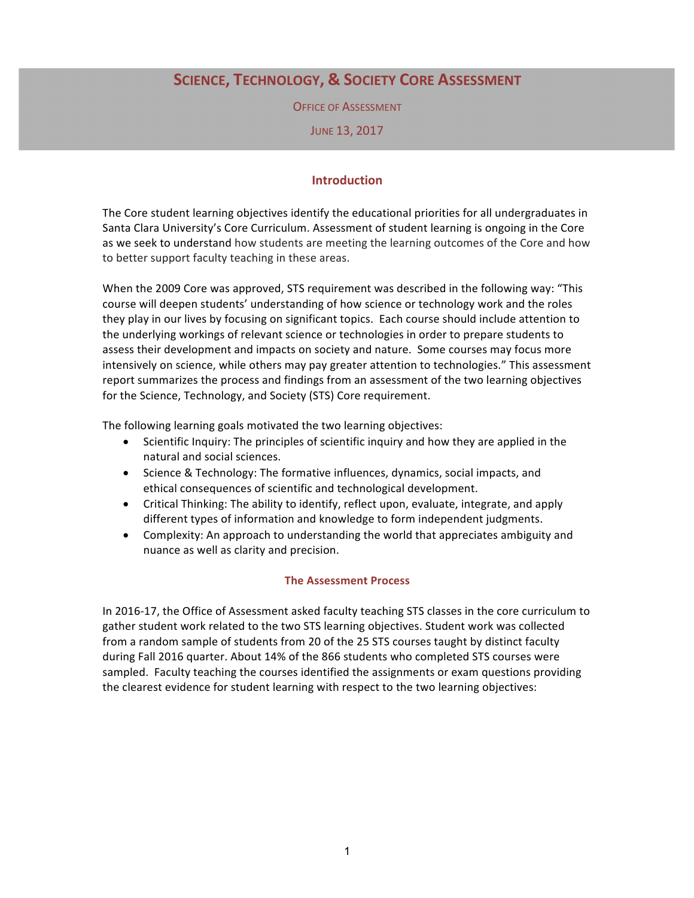# Science, Technology, & Society Core Assessment

Office of Assessment

June 13, 2017

## Introduction

The Core student learning objectives identify the educational priorities for all undergraduates in Santa Clara University's Core Curriculum. Assessment of student learning is ongoing in the Core as we seek to understand how students are meeting the learning outcomes of the Core and how to better support faculty teaching in these areas.

When the 2009 Core was approved, STS requirement was described in the following way: "This course will deepen students' understanding of how science or technology work and the roles they play in our lives by focusing on significant topics. Each course should include attention to the underlying workings of relevant science or technologies in order to prepare students to assess their development and impacts on society and nature. Some courses may focus more intensively on science, while others may pay greater attention to technologies." This assessment report summarizes the process and findings from an assessment of the two learning objectives for the Science, Technology, and Society (STS) Core requirement.

The following learning goals motivated the two learning objectives:

- Scientific Inquiry: The principles of scientific inquiry and how they are applied in the natural and social sciences.
- Science & Technology: The formative influences, dynamics, social impacts, and ethical consequences of scientific and technological development.
- Critical Thinking: The ability to identify, reflect upon, evaluate, integrate, and apply different types of information and knowledge to form independent judgments.
- Complexity: An approach to understanding the world that appreciates ambiguity and nuance as well as clarity and precision.

### The Assessment Process

In 2016-17, the Office of Assessment asked faculty teaching STS classes in the core curriculum to gather student work related to the two STS learning objectives. Student work was collected from a random sample of students from 20 of the 25 STS courses taught by distinct faculty during Fall 2016 quarter. About 14% of the 866 students who completed STS courses were sampled. Faculty teaching the courses identified the assignments or exam questions providing the clearest evidence for student learning with respect to the two learning objectives: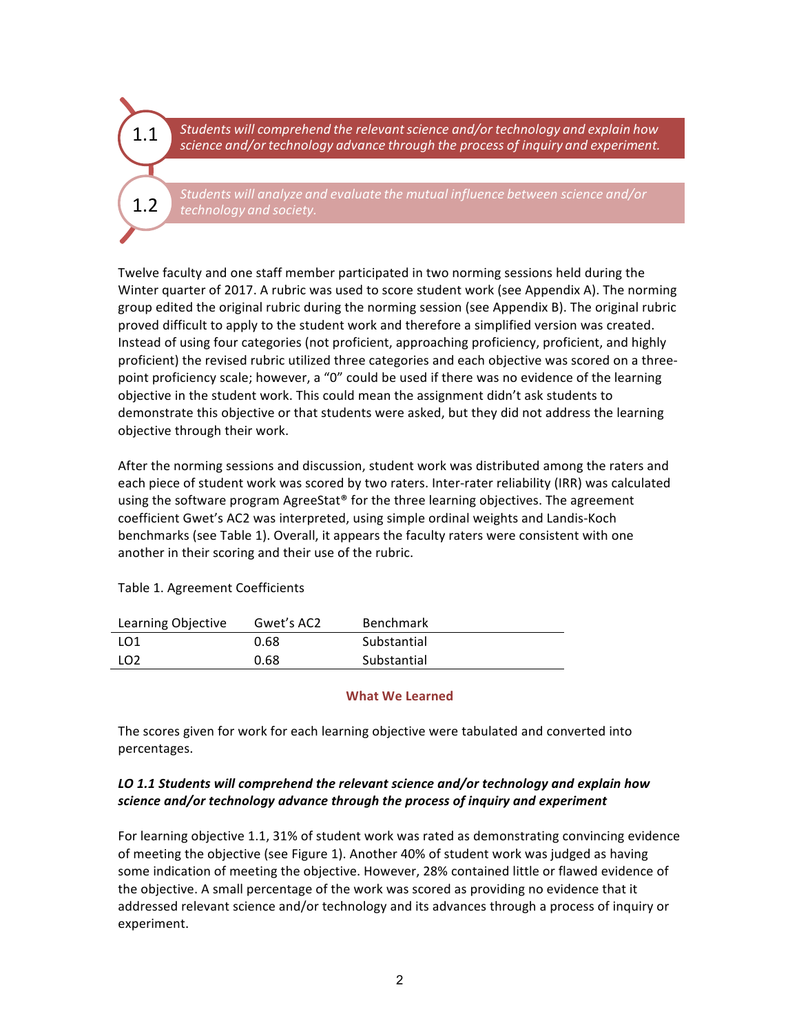**1.1** *Students will comprehend the relevant science and/or technology and explain how science and/or technology advance through the process of inquiry and experiment.*

**1.2** *Students will analyze and evaluate the mutual influence between science and/or technology and society.*

Twelve faculty and one staff member participated in two norming sessions held during the Winter quarter of 2017. A rubric was used to score student work (see Appendix A). The norming group edited the original rubric during the norming session (see Appendix B). The original rubric proved difficult to apply to the student work and therefore a simplified version was created. Instead of using four categories (not proficient, approaching proficiency, proficient, and highly proficient) the revised rubric utilized three categories and each objective was scored on a three-point proficiency scale; however, a "0" could be used if there was no evidence of the learning objective in the student work. This could mean the assignment didn't ask students to demonstrate this objective or that students were asked, but they did not address the learning objective through their work.

After the norming sessions and discussion, student work was distributed among the raters and each piece of student work was scored by two raters. Inter-rater reliability (IRR) was calculated using the software program AgreeStat® for the three learning objectives. The agreement coefficient Gwet's AC2 was interpreted, using simple ordinal weights and Landis-Koch benchmarks (see Table 1). Overall, it appears the faculty raters were consistent with one another in their scoring and their use of the rubric.

Table 1. Agreement Coefficients

| Learning Objective | Gwet's AC2 | Benchmark |
| --- | --- | --- |
| LO1 | 0.68 | Substantial |
| LO2 | 0.68 | Substantial |

## What We Learned

The scores given for work for each learning objective were tabulated and converted into percentages.

### *LO 1.1 Students will comprehend the relevant science and/or technology and explain how science and/or technology advance through the process of inquiry and experiment*

For learning objective 1.1, 31% of student work was rated as demonstrating convincing evidence of meeting the objective (see Figure 1). Another 40% of student work was judged as having some indication of meeting the objective. However, 28% contained little or flawed evidence of the objective. A small percentage of the work was scored as providing no evidence that it addressed relevant science and/or technology and its advances through a process of inquiry or experiment.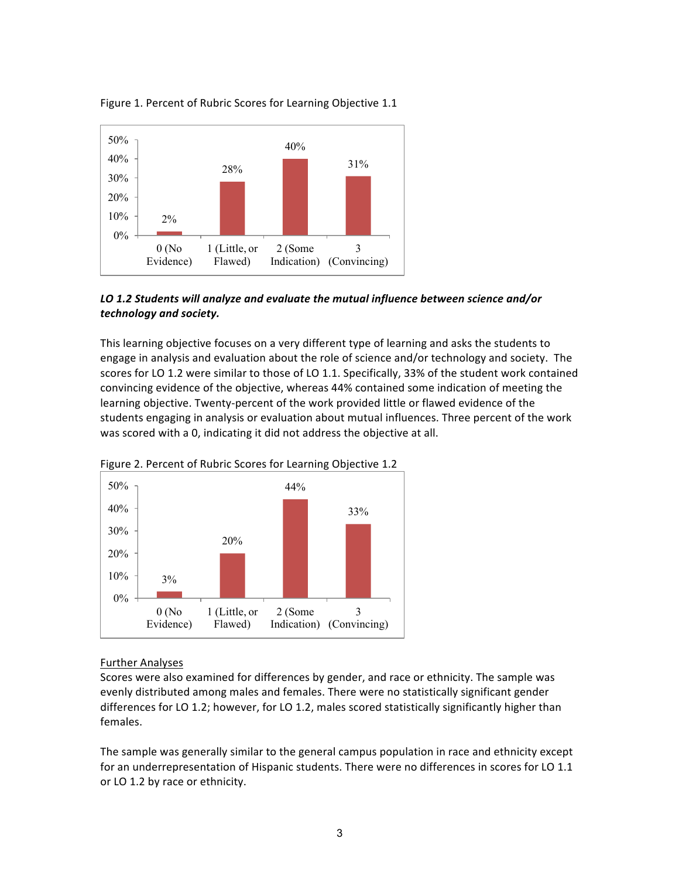Figure 1. Percent of Rubric Scores for Learning Objective 1.1

| 0 (No Evidence) | 1 (Little, or Flawed) | 2 (Some Indication) | 3 (Convincing) |
|---|---|---|---|
| 2% | 28% | 40% | 31% |

***LO 1.2 Students will analyze and evaluate the mutual influence between science and/or technology and society.***

This learning objective focuses on a very different type of learning and asks the students to engage in analysis and evaluation about the role of science and/or technology and society. The scores for LO 1.2 were similar to those of LO 1.1. Specifically, 33% of the student work contained convincing evidence of the objective, whereas 44% contained some indication of meeting the learning objective. Twenty-percent of the work provided little or flawed evidence of the students engaging in analysis or evaluation about mutual influences. Three percent of the work was scored with a 0, indicating it did not address the objective at all.

Figure 2. Percent of Rubric Scores for Learning Objective 1.2

| 0 (No Evidence) | 1 (Little, or Flawed) | 2 (Some Indication) | 3 (Convincing) |
|---|---|---|---|
| 3% | 20% | 44% | 33% |

<u>Further Analyses</u>

Scores were also examined for differences by gender, and race or ethnicity. The sample was evenly distributed among males and females. There were no statistically significant gender differences for LO 1.2; however, for LO 1.2, males scored statistically significantly higher than females.

The sample was generally similar to the general campus population in race and ethnicity except for an underrepresentation of Hispanic students. There were no differences in scores for LO 1.1 or LO 1.2 by race or ethnicity.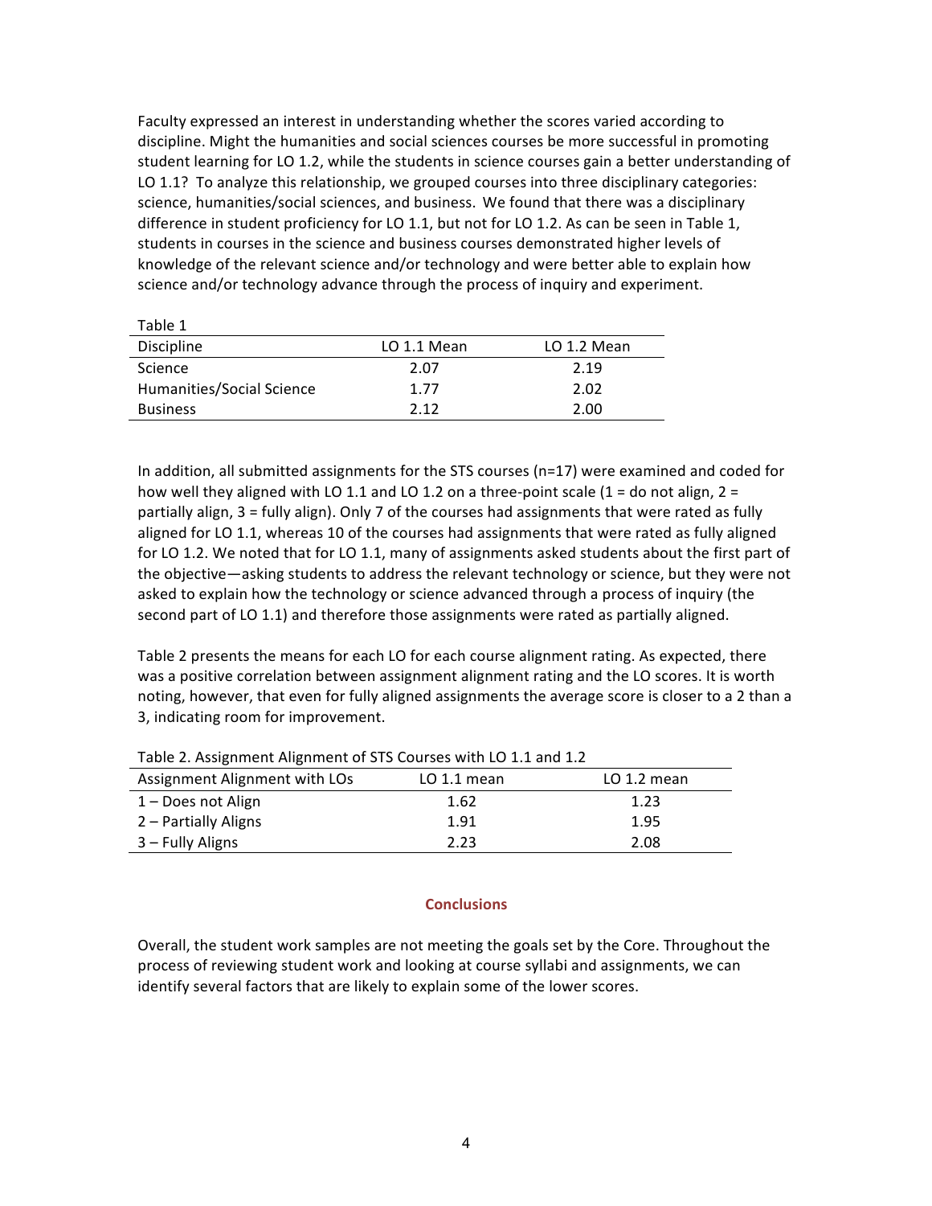Faculty expressed an interest in understanding whether the scores varied according to discipline. Might the humanities and social sciences courses be more successful in promoting student learning for LO 1.2, while the students in science courses gain a better understanding of LO 1.1? To analyze this relationship, we grouped courses into three disciplinary categories: science, humanities/social sciences, and business. We found that there was a disciplinary difference in student proficiency for LO 1.1, but not for LO 1.2. As can be seen in Table 1, students in courses in the science and business courses demonstrated higher levels of knowledge of the relevant science and/or technology and were better able to explain how science and/or technology advance through the process of inquiry and experiment.

Table 1

| Discipline | LO 1.1 Mean | LO 1.2 Mean |
|---|---|---|
| Science | 2.07 | 2.19 |
| Humanities/Social Science | 1.77 | 2.02 |
| Business | 2.12 | 2.00 |

In addition, all submitted assignments for the STS courses (n=17) were examined and coded for how well they aligned with LO 1.1 and LO 1.2 on a three-point scale (1 = do not align, 2 = partially align, 3 = fully align). Only 7 of the courses had assignments that were rated as fully aligned for LO 1.1, whereas 10 of the courses had assignments that were rated as fully aligned for LO 1.2. We noted that for LO 1.1, many of assignments asked students about the first part of the objective—asking students to address the relevant technology or science, but they were not asked to explain how the technology or science advanced through a process of inquiry (the second part of LO 1.1) and therefore those assignments were rated as partially aligned.

Table 2 presents the means for each LO for each course alignment rating. As expected, there was a positive correlation between assignment alignment rating and the LO scores. It is worth noting, however, that even for fully aligned assignments the average score is closer to a 2 than a 3, indicating room for improvement.

Table 2. Assignment Alignment of STS Courses with LO 1.1 and 1.2

| Assignment Alignment with LOs | LO 1.1 mean | LO 1.2 mean |
|---|---|---|
| 1 – Does not Align | 1.62 | 1.23 |
| 2 – Partially Aligns | 1.91 | 1.95 |
| 3 – Fully Aligns | 2.23 | 2.08 |

## Conclusions

Overall, the student work samples are not meeting the goals set by the Core. Throughout the process of reviewing student work and looking at course syllabi and assignments, we can identify several factors that are likely to explain some of the lower scores.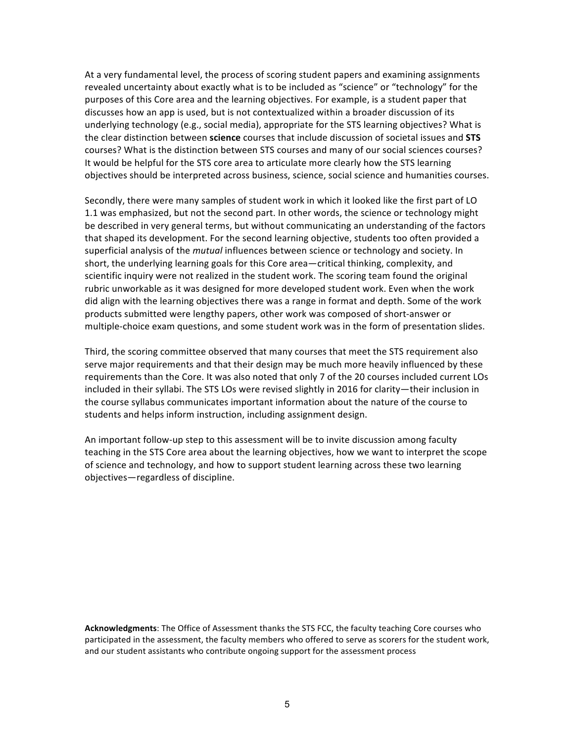At a very fundamental level, the process of scoring student papers and examining assignments revealed uncertainty about exactly what is to be included as "science" or "technology" for the purposes of this Core area and the learning objectives. For example, is a student paper that discusses how an app is used, but is not contextualized within a broader discussion of its underlying technology (e.g., social media), appropriate for the STS learning objectives? What is the clear distinction between **science** courses that include discussion of societal issues and **STS** courses? What is the distinction between STS courses and many of our social sciences courses? It would be helpful for the STS core area to articulate more clearly how the STS learning objectives should be interpreted across business, science, social science and humanities courses.

Secondly, there were many samples of student work in which it looked like the first part of LO 1.1 was emphasized, but not the second part. In other words, the science or technology might be described in very general terms, but without communicating an understanding of the factors that shaped its development. For the second learning objective, students too often provided a superficial analysis of the *mutual* influences between science or technology and society. In short, the underlying learning goals for this Core area—critical thinking, complexity, and scientific inquiry were not realized in the student work. The scoring team found the original rubric unworkable as it was designed for more developed student work. Even when the work did align with the learning objectives there was a range in format and depth. Some of the work products submitted were lengthy papers, other work was composed of short-answer or multiple-choice exam questions, and some student work was in the form of presentation slides.

Third, the scoring committee observed that many courses that meet the STS requirement also serve major requirements and that their design may be much more heavily influenced by these requirements than the Core. It was also noted that only 7 of the 20 courses included current LOs included in their syllabi. The STS LOs were revised slightly in 2016 for clarity—their inclusion in the course syllabus communicates important information about the nature of the course to students and helps inform instruction, including assignment design.

An important follow-up step to this assessment will be to invite discussion among faculty teaching in the STS Core area about the learning objectives, how we want to interpret the scope of science and technology, and how to support student learning across these two learning objectives—regardless of discipline.

**Acknowledgments**: The Office of Assessment thanks the STS FCC, the faculty teaching Core courses who participated in the assessment, the faculty members who offered to serve as scorers for the student work, and our student assistants who contribute ongoing support for the assessment process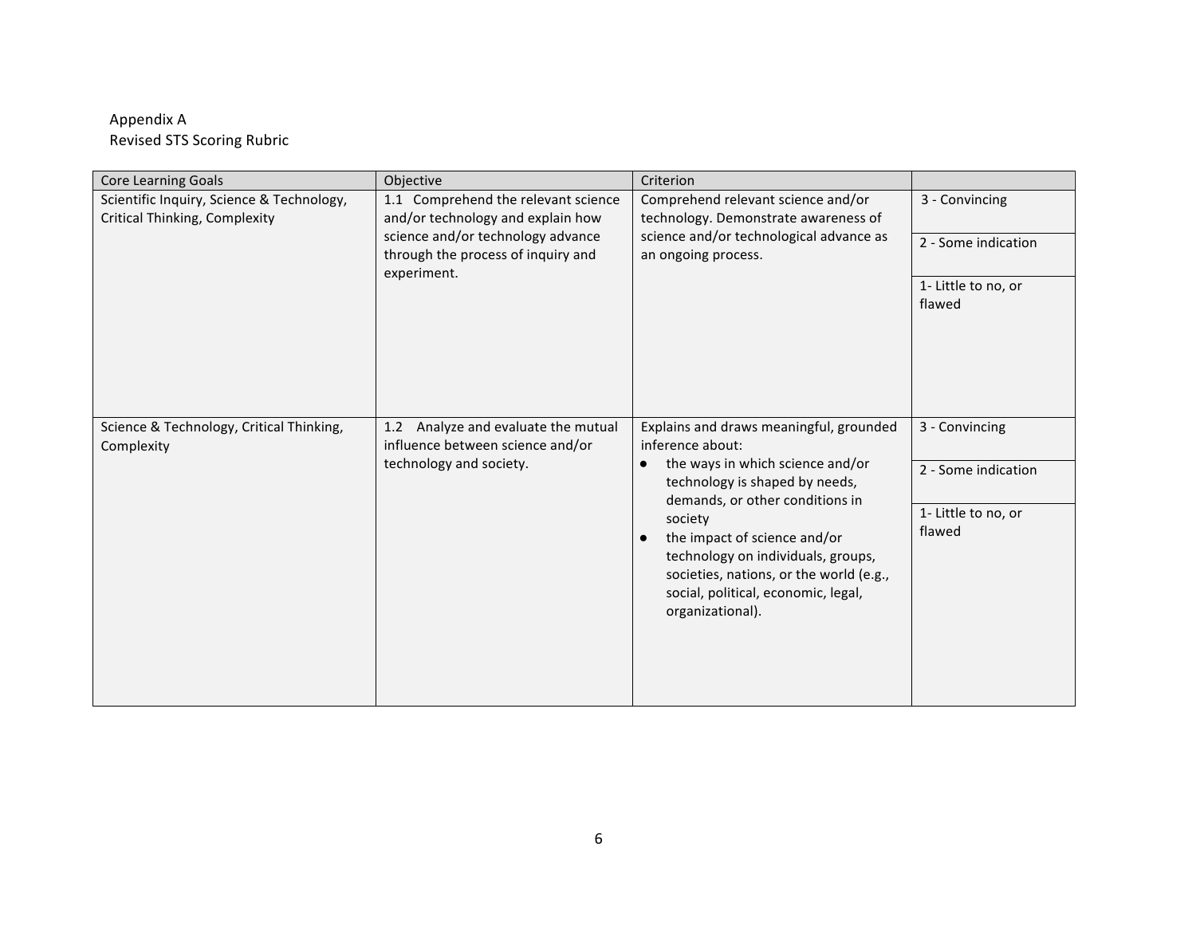Appendix A
Revised STS Scoring Rubric

| Core Learning Goals | Objective | Criterion | |
|---|---|---|---|
| Scientific Inquiry, Science & Technology, Critical Thinking, Complexity | 1.1 Comprehend the relevant science and/or technology and explain how science and/or technology advance through the process of inquiry and experiment. | Comprehend relevant science and/or technology. Demonstrate awareness of science and/or technological advance as an ongoing process. | 3 - Convincing<br>2 - Some indication<br>1- Little to no, or flawed |
| Science & Technology, Critical Thinking, Complexity | 1.2 Analyze and evaluate the mutual influence between science and/or technology and society. | Explains and draws meaningful, grounded inference about:<br>● the ways in which science and/or technology is shaped by needs, demands, or other conditions in society<br>● the impact of science and/or technology on individuals, groups, societies, nations, or the world (e.g., social, political, economic, legal, organizational). | 3 - Convincing<br>2 - Some indication<br>1- Little to no, or flawed |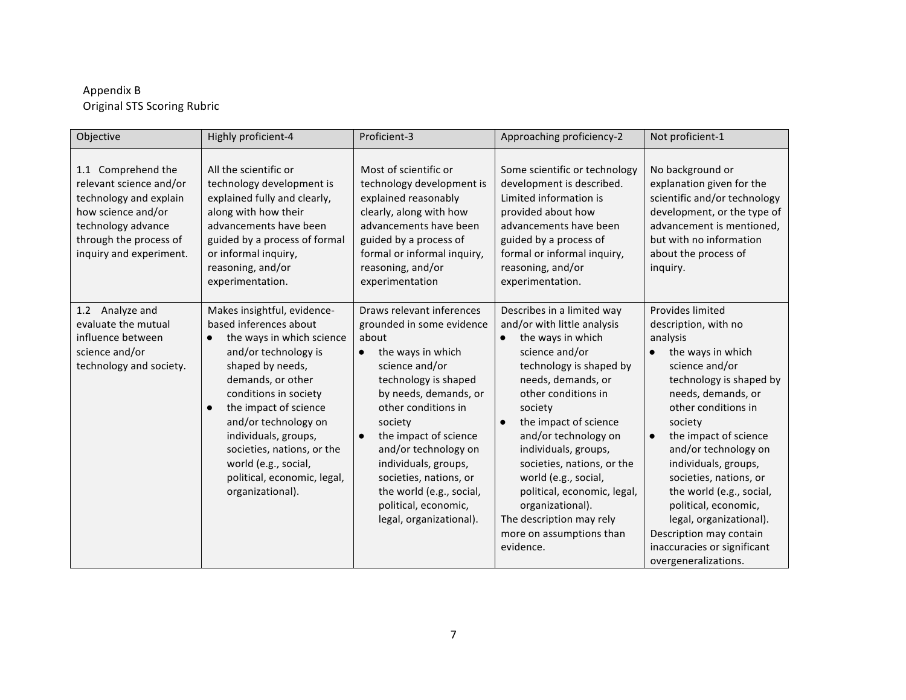Appendix B
Original STS Scoring Rubric

| Objective | Highly proficient-4 | Proficient-3 | Approaching proficiency-2 | Not proficient-1 |
|---|---|---|---|---|
| 1.1 Comprehend the relevant science and/or technology and explain how science and/or technology advance through the process of inquiry and experiment. | All the scientific or technology development is explained fully and clearly, along with how their advancements have been guided by a process of formal or informal inquiry, reasoning, and/or experimentation. | Most of scientific or technology development is explained reasonably clearly, along with how advancements have been guided by a process of formal or informal inquiry, reasoning, and/or experimentation | Some scientific or technology development is described. Limited information is provided about how advancements have been guided by a process of formal or informal inquiry, reasoning, and/or experimentation. | No background or explanation given for the scientific and/or technology development, or the type of advancement is mentioned, but with no information about the process of inquiry. |
| 1.2 Analyze and evaluate the mutual influence between science and/or technology and society. | Makes insightful, evidence-based inferences about<br>● the ways in which science and/or technology is shaped by needs, demands, or other conditions in society<br>● the impact of science and/or technology on individuals, groups, societies, nations, or the world (e.g., social, political, economic, legal, organizational). | Draws relevant inferences grounded in some evidence about<br>● the ways in which science and/or technology is shaped by needs, demands, or other conditions in society<br>● the impact of science and/or technology on individuals, groups, societies, nations, or the world (e.g., social, political, economic, legal, organizational). | Describes in a limited way and/or with little analysis<br>● the ways in which science and/or technology is shaped by needs, demands, or other conditions in society<br>● the impact of science and/or technology on individuals, groups, societies, nations, or the world (e.g., social, political, economic, legal, organizational).<br>The description may rely more on assumptions than evidence. | Provides limited description, with no analysis<br>● the ways in which science and/or technology is shaped by needs, demands, or other conditions in society<br>● the impact of science and/or technology on individuals, groups, societies, nations, or the world (e.g., social, political, economic, legal, organizational).<br>Description may contain inaccuracies or significant overgeneralizations. |